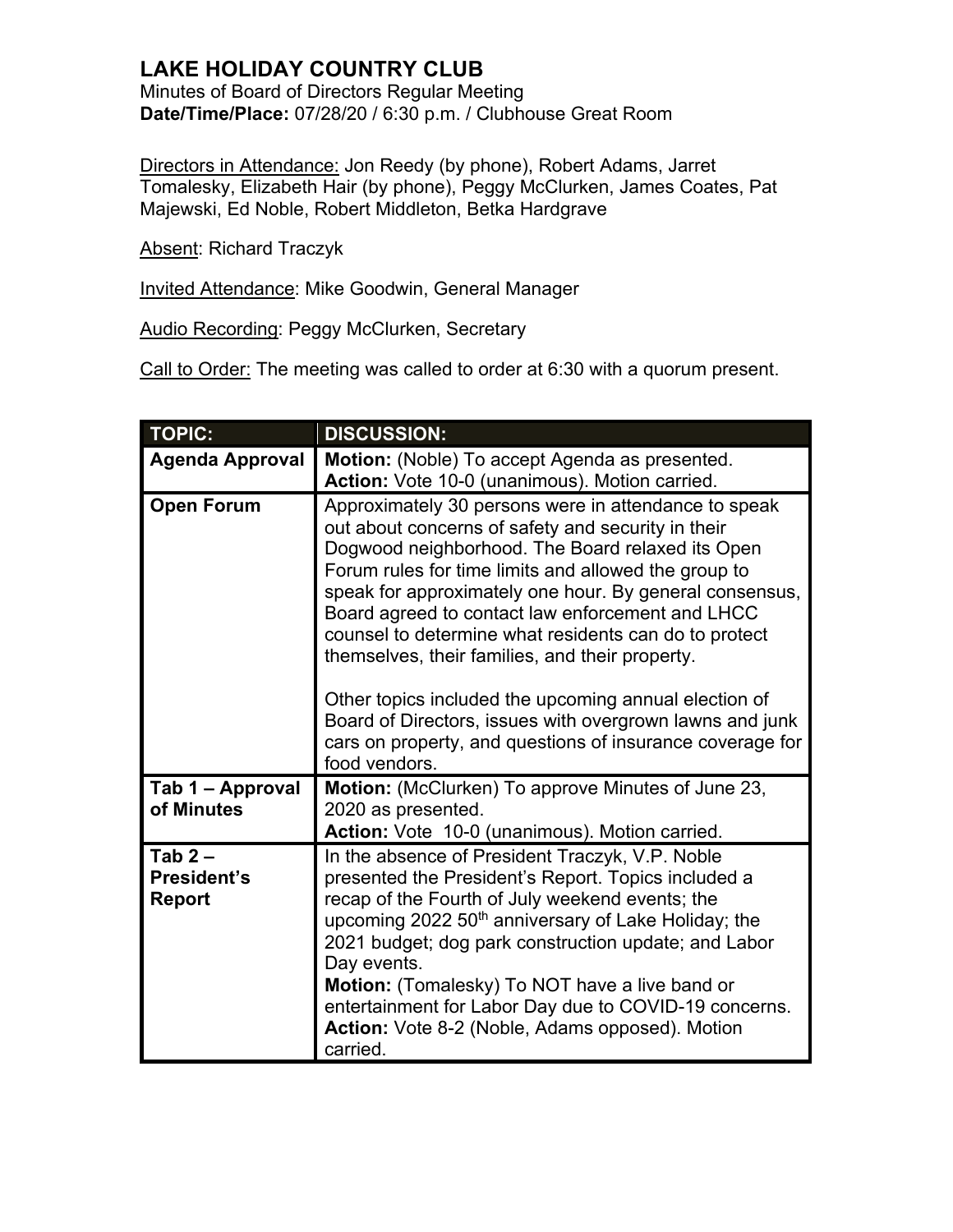# LAKE HOLIDAY COUNTRY CLUB

Minutes of Board of Directors Regular Meeting
**Date/Time/Place:** 07/28/20 / 6:30 p.m. / Clubhouse Great Room

Directors in Attendance: Jon Reedy (by phone), Robert Adams, Jarret Tomalesky, Elizabeth Hair (by phone), Peggy McClurken, James Coates, Pat Majewski, Ed Noble, Robert Middleton, Betka Hardgrave

Absent: Richard Traczyk

Invited Attendance: Mike Goodwin, General Manager

Audio Recording: Peggy McClurken, Secretary

Call to Order: The meeting was called to order at 6:30 with a quorum present.

| TOPIC: | DISCUSSION: |
|---|---|
| **Agenda Approval** | **Motion:** (Noble) To accept Agenda as presented.<br>**Action:** Vote 10-0 (unanimous). Motion carried. |
| **Open Forum** | Approximately 30 persons were in attendance to speak out about concerns of safety and security in their Dogwood neighborhood. The Board relaxed its Open Forum rules for time limits and allowed the group to speak for approximately one hour. By general consensus, Board agreed to contact law enforcement and LHCC counsel to determine what residents can do to protect themselves, their families, and their property.<br><br>Other topics included the upcoming annual election of Board of Directors, issues with overgrown lawns and junk cars on property, and questions of insurance coverage for food vendors. |
| **Tab 1 – Approval of Minutes** | **Motion:** (McClurken) To approve Minutes of June 23, 2020 as presented.<br>**Action:** Vote 10-0 (unanimous). Motion carried. |
| **Tab 2 – President's Report** | In the absence of President Traczyk, V.P. Noble presented the President's Report. Topics included a recap of the Fourth of July weekend events; the upcoming 2022 50th anniversary of Lake Holiday; the 2021 budget; dog park construction update; and Labor Day events.<br>**Motion:** (Tomalesky) To NOT have a live band or entertainment for Labor Day due to COVID-19 concerns.<br>**Action:** Vote 8-2 (Noble, Adams opposed). Motion carried. |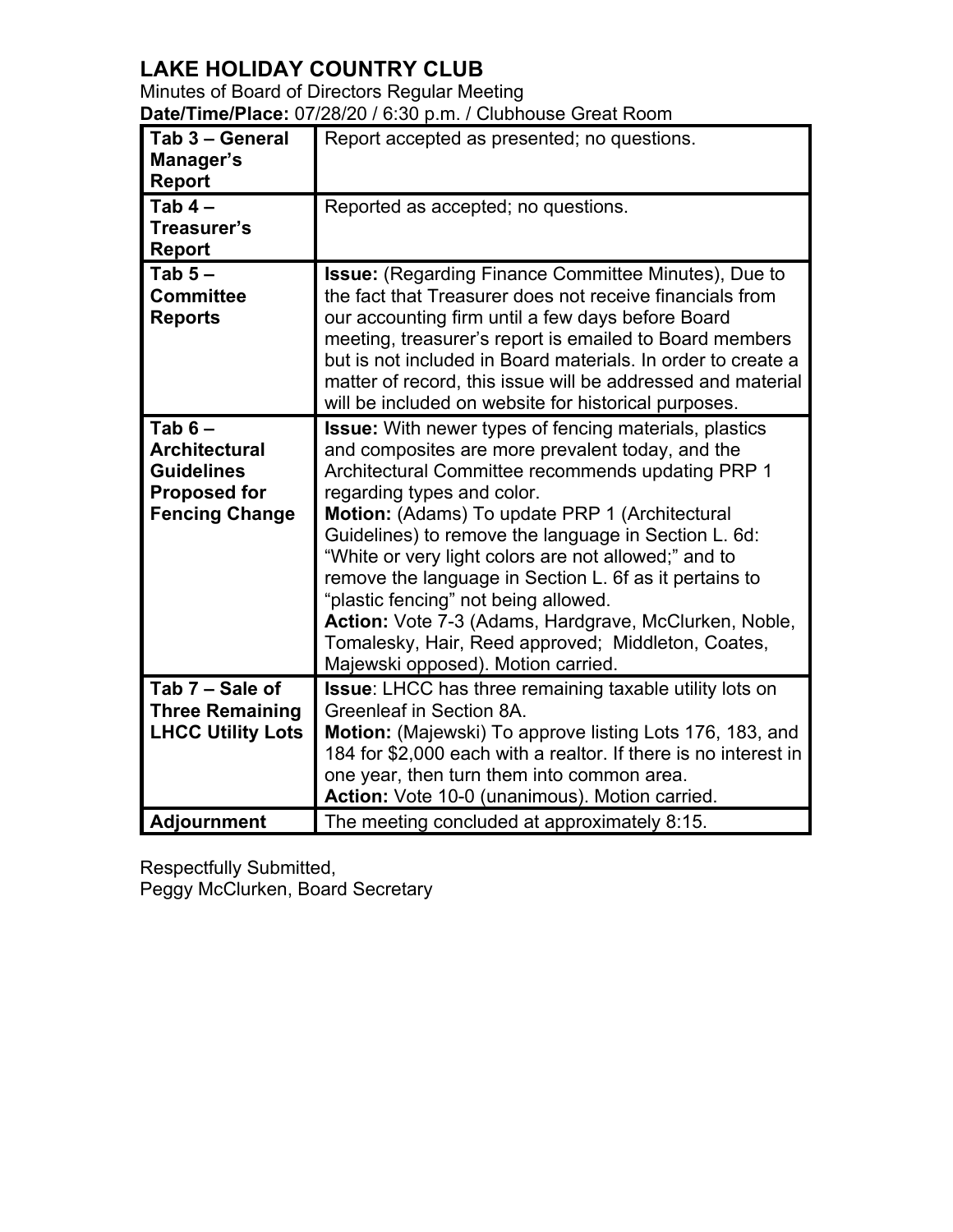# LAKE HOLIDAY COUNTRY CLUB

Minutes of Board of Directors Regular Meeting

**Date/Time/Place:** 07/28/20 / 6:30 p.m. / Clubhouse Great Room

| | |
|---|---|
| **Tab 3 – General Manager's Report** | Report accepted as presented; no questions. |
| **Tab 4 – Treasurer's Report** | Reported as accepted; no questions. |
| **Tab 5 – Committee Reports** | **Issue:** (Regarding Finance Committee Minutes), Due to the fact that Treasurer does not receive financials from our accounting firm until a few days before Board meeting, treasurer's report is emailed to Board members but is not included in Board materials. In order to create a matter of record, this issue will be addressed and material will be included on website for historical purposes. |
| **Tab 6 – Architectural Guidelines Proposed for Fencing Change** | **Issue:** With newer types of fencing materials, plastics and composites are more prevalent today, and the Architectural Committee recommends updating PRP 1 regarding types and color.<br>**Motion:** (Adams) To update PRP 1 (Architectural Guidelines) to remove the language in Section L. 6d: "White or very light colors are not allowed;" and to remove the language in Section L. 6f as it pertains to "plastic fencing" not being allowed.<br>**Action:** Vote 7-3 (Adams, Hardgrave, McClurken, Noble, Tomalesky, Hair, Reed approved; Middleton, Coates, Majewski opposed). Motion carried. |
| **Tab 7 – Sale of Three Remaining LHCC Utility Lots** | **Issue**: LHCC has three remaining taxable utility lots on Greenleaf in Section 8A.<br>**Motion:** (Majewski) To approve listing Lots 176, 183, and 184 for $2,000 each with a realtor. If there is no interest in one year, then turn them into common area.<br>**Action:** Vote 10-0 (unanimous). Motion carried. |
| **Adjournment** | The meeting concluded at approximately 8:15. |

Respectfully Submitted,
Peggy McClurken, Board Secretary